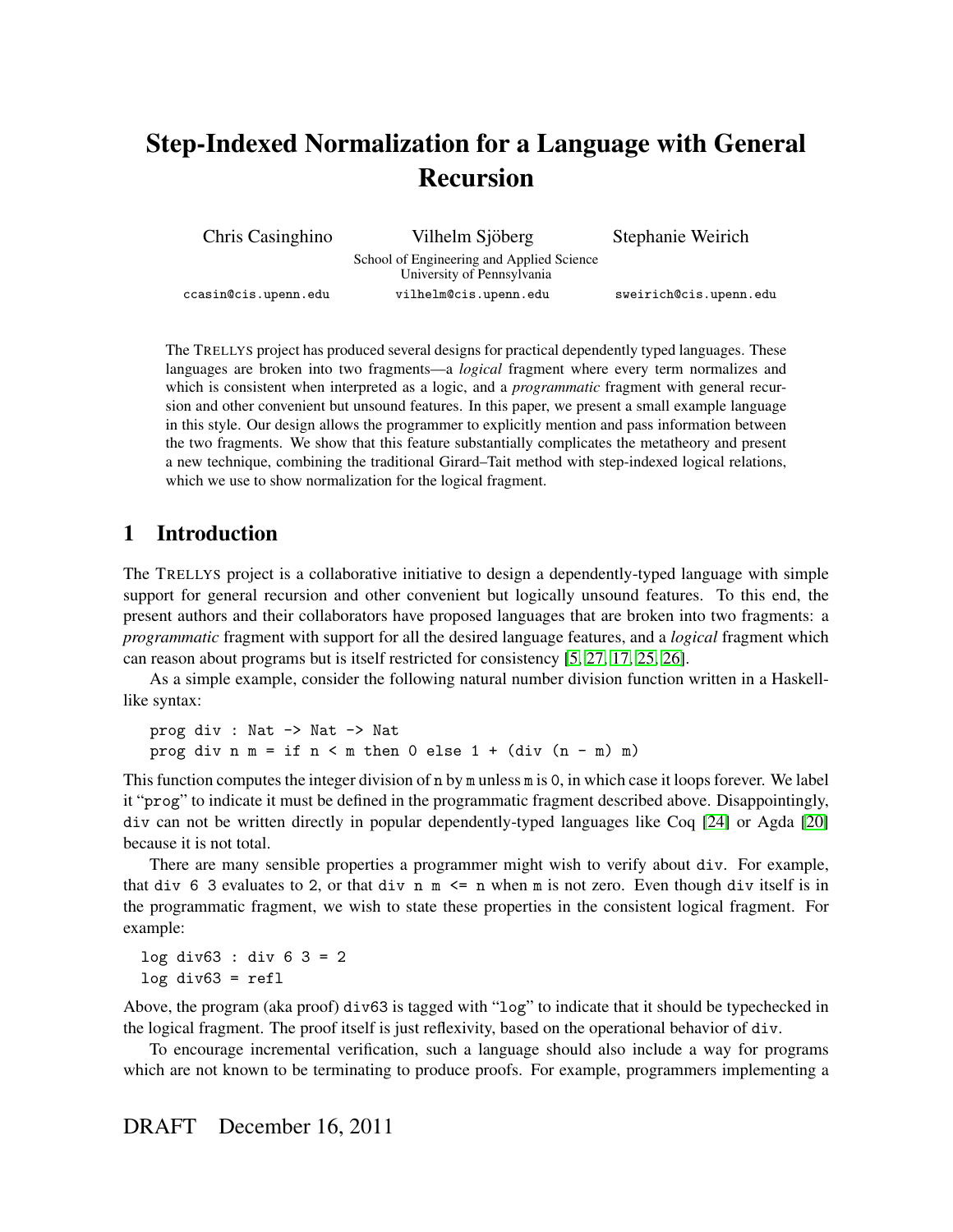# Step-Indexed Normalization for a Language with General Recursion

Chris Casinghino  Vilhelm Sjöberg  Stephanie Weirich

School of Engineering and Applied Science
University of Pennsylvania

ccasin@cis.upenn.edu  vilhelm@cis.upenn.edu  sweirich@cis.upenn.edu

The TRELLYS project has produced several designs for practical dependently typed languages. These languages are broken into two fragments—a *logical* fragment where every term normalizes and which is consistent when interpreted as a logic, and a *programmatic* fragment with general recursion and other convenient but unsound features. In this paper, we present a small example language in this style. Our design allows the programmer to explicitly mention and pass information between the two fragments. We show that this feature substantially complicates the metatheory and present a new technique, combining the traditional Girard–Tait method with step-indexed logical relations, which we use to show normalization for the logical fragment.

## 1 Introduction

The TRELLYS project is a collaborative initiative to design a dependently-typed language with simple support for general recursion and other convenient but logically unsound features. To this end, the present authors and their collaborators have proposed languages that are broken into two fragments: a *programmatic* fragment with support for all the desired language features, and a *logical* fragment which can reason about programs but is itself restricted for consistency [5, 27, 17, 25, 26].

As a simple example, consider the following natural number division function written in a Haskell-like syntax:

```
prog div : Nat -> Nat -> Nat
prog div n m = if n < m then 0 else 1 + (div (n - m) m)
```

This function computes the integer division of n by m unless m is 0, in which case it loops forever. We label it "prog" to indicate it must be defined in the programmatic fragment described above. Disappointingly, div can not be written directly in popular dependently-typed languages like Coq [24] or Agda [20] because it is not total.

There are many sensible properties a programmer might wish to verify about div. For example, that div 6 3 evaluates to 2, or that div n m <= n when m is not zero. Even though div itself is in the programmatic fragment, we wish to state these properties in the consistent logical fragment. For example:

```
log div63 : div 6 3 = 2
log div63 = refl
```

Above, the program (aka proof) div63 is tagged with "log" to indicate that it should be typechecked in the logical fragment. The proof itself is just reflexivity, based on the operational behavior of div.

To encourage incremental verification, such a language should also include a way for programs which are not known to be terminating to produce proofs. For example, programmers implementing a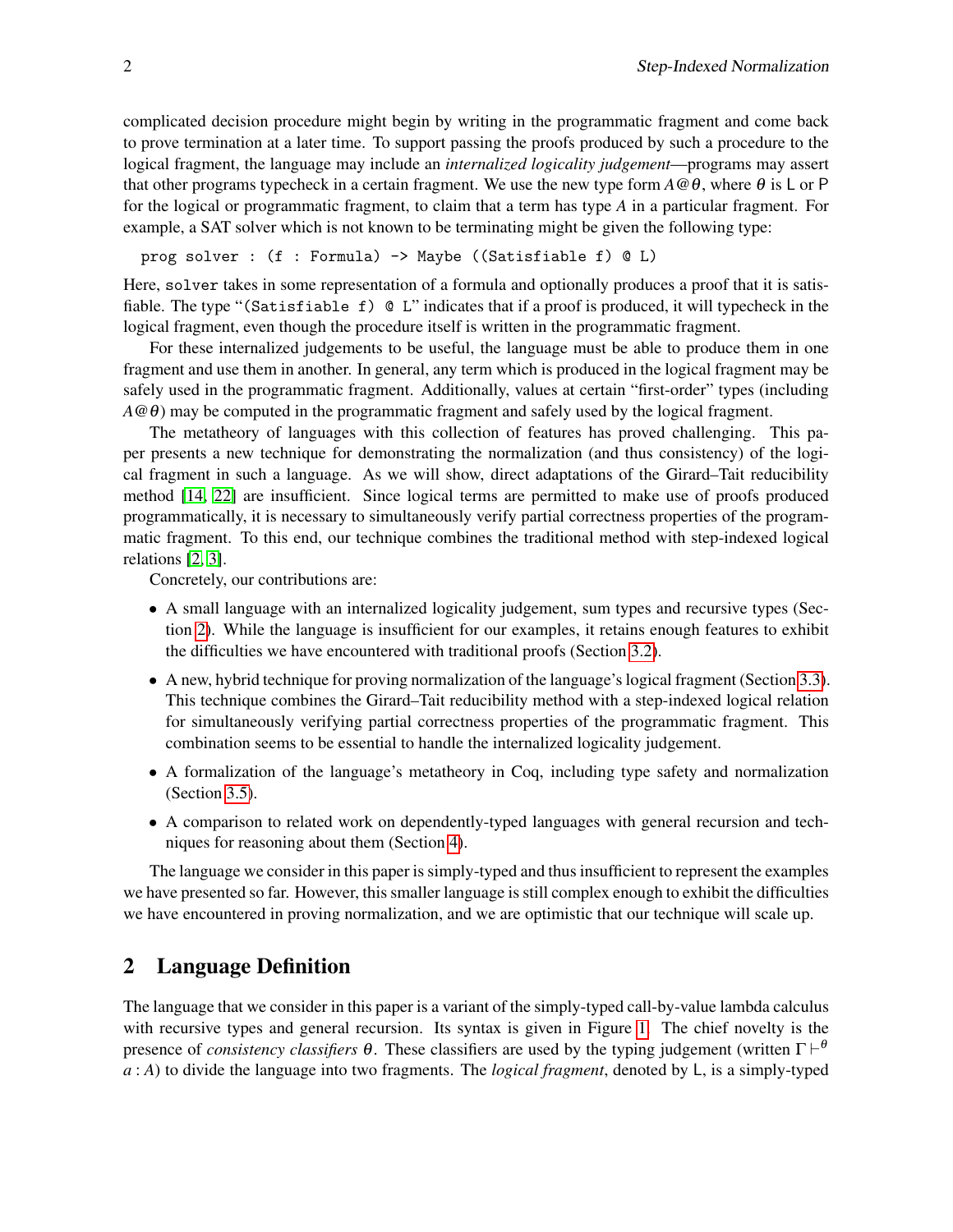complicated decision procedure might begin by writing in the programmatic fragment and come back to prove termination at a later time. To support passing the proofs produced by such a procedure to the logical fragment, the language may include an *internalized logicality judgement*—programs may assert that other programs typecheck in a certain fragment. We use the new type form $A@\theta$, where $\theta$ is $\mathsf{L}$ or $\mathsf{P}$ for the logical or programmatic fragment, to claim that a term has type $A$ in a particular fragment. For example, a SAT solver which is not known to be terminating might be given the following type:

```
prog solver : (f : Formula) -> Maybe ((Satisfiable f) @ L)
```

Here, `solver` takes in some representation of a formula and optionally produces a proof that it is satisfiable. The type "`(Satisfiable f) @ L`" indicates that if a proof is produced, it will typecheck in the logical fragment, even though the procedure itself is written in the programmatic fragment.

For these internalized judgements to be useful, the language must be able to produce them in one fragment and use them in another. In general, any term which is produced in the logical fragment may be safely used in the programmatic fragment. Additionally, values at certain "first-order" types (including $A@\theta$) may be computed in the programmatic fragment and safely used by the logical fragment.

The metatheory of languages with this collection of features has proved challenging. This paper presents a new technique for demonstrating the normalization (and thus consistency) of the logical fragment in such a language. As we will show, direct adaptations of the Girard–Tait reducibility method [14, 22] are insufficient. Since logical terms are permitted to make use of proofs produced programmatically, it is necessary to simultaneously verify partial correctness properties of the programmatic fragment. To this end, our technique combines the traditional method with step-indexed logical relations [2, 3].

Concretely, our contributions are:

- A small language with an internalized logicality judgement, sum types and recursive types (Section 2). While the language is insufficient for our examples, it retains enough features to exhibit the difficulties we have encountered with traditional proofs (Section 3.2).
- A new, hybrid technique for proving normalization of the language's logical fragment (Section 3.3). This technique combines the Girard–Tait reducibility method with a step-indexed logical relation for simultaneously verifying partial correctness properties of the programmatic fragment. This combination seems to be essential to handle the internalized logicality judgement.
- A formalization of the language's metatheory in Coq, including type safety and normalization (Section 3.5).
- A comparison to related work on dependently-typed languages with general recursion and techniques for reasoning about them (Section 4).

The language we consider in this paper is simply-typed and thus insufficient to represent the examples we have presented so far. However, this smaller language is still complex enough to exhibit the difficulties we have encountered in proving normalization, and we are optimistic that our technique will scale up.

## 2 Language Definition

The language that we consider in this paper is a variant of the simply-typed call-by-value lambda calculus with recursive types and general recursion. Its syntax is given in Figure 1. The chief novelty is the presence of *consistency classifiers* $\theta$. These classifiers are used by the typing judgement (written $\Gamma \vdash^{\theta} a : A$) to divide the language into two fragments. The *logical fragment*, denoted by $\mathsf{L}$, is a simply-typed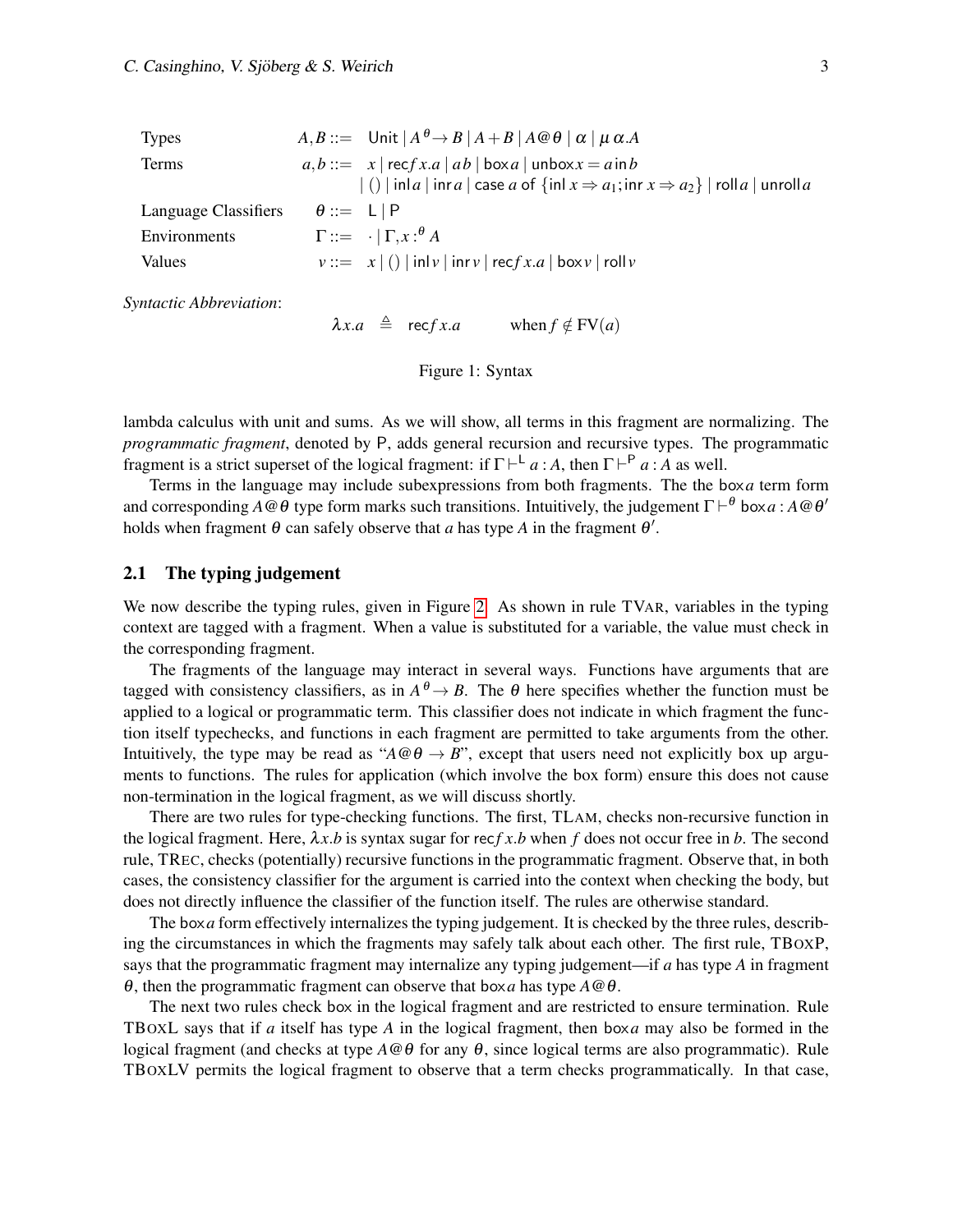| | |
|---|---|
| Types | $A, B ::= \mathsf{Unit} \mid A^{\theta}\!\rightarrow B \mid A + B \mid A@\theta \mid \alpha \mid \mu\,\alpha.A$ |
| Terms | $a, b ::= x \mid \mathsf{rec} f\,x.a \mid a\,b \mid \mathsf{box}\,a \mid \mathsf{unbox}\,x = a\,\mathsf{in}\,b$ |
| | $\mid () \mid \mathsf{inl}\,a \mid \mathsf{inr}\,a \mid \mathsf{case}\;a\;\mathsf{of}\;\{\mathsf{inl}\;x \Rightarrow a_1; \mathsf{inr}\;x \Rightarrow a_2\} \mid \mathsf{roll}\,a \mid \mathsf{unroll}\,a$ |
| Language Classifiers | $\theta ::= \mathsf{L} \mid \mathsf{P}$ |
| Environments | $\Gamma ::= \cdot \mid \Gamma, x :^{\theta} A$ |
| Values | $v ::= x \mid () \mid \mathsf{inl}\,v \mid \mathsf{inr}\,v \mid \mathsf{rec} f\,x.a \mid \mathsf{box}\,v \mid \mathsf{roll}\,v$ |

*Syntactic Abbreviation*:

$$\lambda x.a \quad \triangleq \quad \mathsf{rec} f\,x.a \qquad \text{when } f \notin \mathrm{FV}(a)$$

Figure 1: Syntax

lambda calculus with unit and sums. As we will show, all terms in this fragment are normalizing. The *programmatic fragment*, denoted by P, adds general recursion and recursive types. The programmatic fragment is a strict superset of the logical fragment: if $\Gamma \vdash^{\mathsf{L}} a : A$, then $\Gamma \vdash^{\mathsf{P}} a : A$ as well.

Terms in the language may include subexpressions from both fragments. The the $\mathsf{box}\,a$ term form and corresponding $A@\theta$ type form marks such transitions. Intuitively, the judgement $\Gamma \vdash^{\theta} \mathsf{box}\,a : A@\theta'$ holds when fragment $\theta$ can safely observe that $a$ has type $A$ in the fragment $\theta'$.

## 2.1 The typing judgement

We now describe the typing rules, given in Figure 2. As shown in rule TVAR, variables in the typing context are tagged with a fragment. When a value is substituted for a variable, the value must check in the corresponding fragment.

The fragments of the language may interact in several ways. Functions have arguments that are tagged with consistency classifiers, as in $A^{\theta}\!\rightarrow B$. The $\theta$ here specifies whether the function must be applied to a logical or programmatic term. This classifier does not indicate in which fragment the function itself typechecks, and functions in each fragment are permitted to take arguments from the other. Intuitively, the type may be read as "$A@\theta \rightarrow B$", except that users need not explicitly box up arguments to functions. The rules for application (which involve the box form) ensure this does not cause non-termination in the logical fragment, as we will discuss shortly.

There are two rules for type-checking functions. The first, TLAM, checks non-recursive function in the logical fragment. Here, $\lambda x.b$ is syntax sugar for $\mathsf{rec} f\,x.b$ when $f$ does not occur free in $b$. The second rule, TREC, checks (potentially) recursive functions in the programmatic fragment. Observe that, in both cases, the consistency classifier for the argument is carried into the context when checking the body, but does not directly influence the classifier of the function itself. The rules are otherwise standard.

The $\mathsf{box}\,a$ form effectively internalizes the typing judgement. It is checked by the three rules, describing the circumstances in which the fragments may safely talk about each other. The first rule, TBOXP, says that the programmatic fragment may internalize any typing judgement—if $a$ has type $A$ in fragment $\theta$, then the programmatic fragment can observe that $\mathsf{box}\,a$ has type $A@\theta$.

The next two rules check box in the logical fragment and are restricted to ensure termination. Rule TBOXL says that if $a$ itself has type $A$ in the logical fragment, then $\mathsf{box}\,a$ may also be formed in the logical fragment (and checks at type $A@\theta$ for any $\theta$, since logical terms are also programmatic). Rule TBOXLV permits the logical fragment to observe that a term checks programmatically. In that case,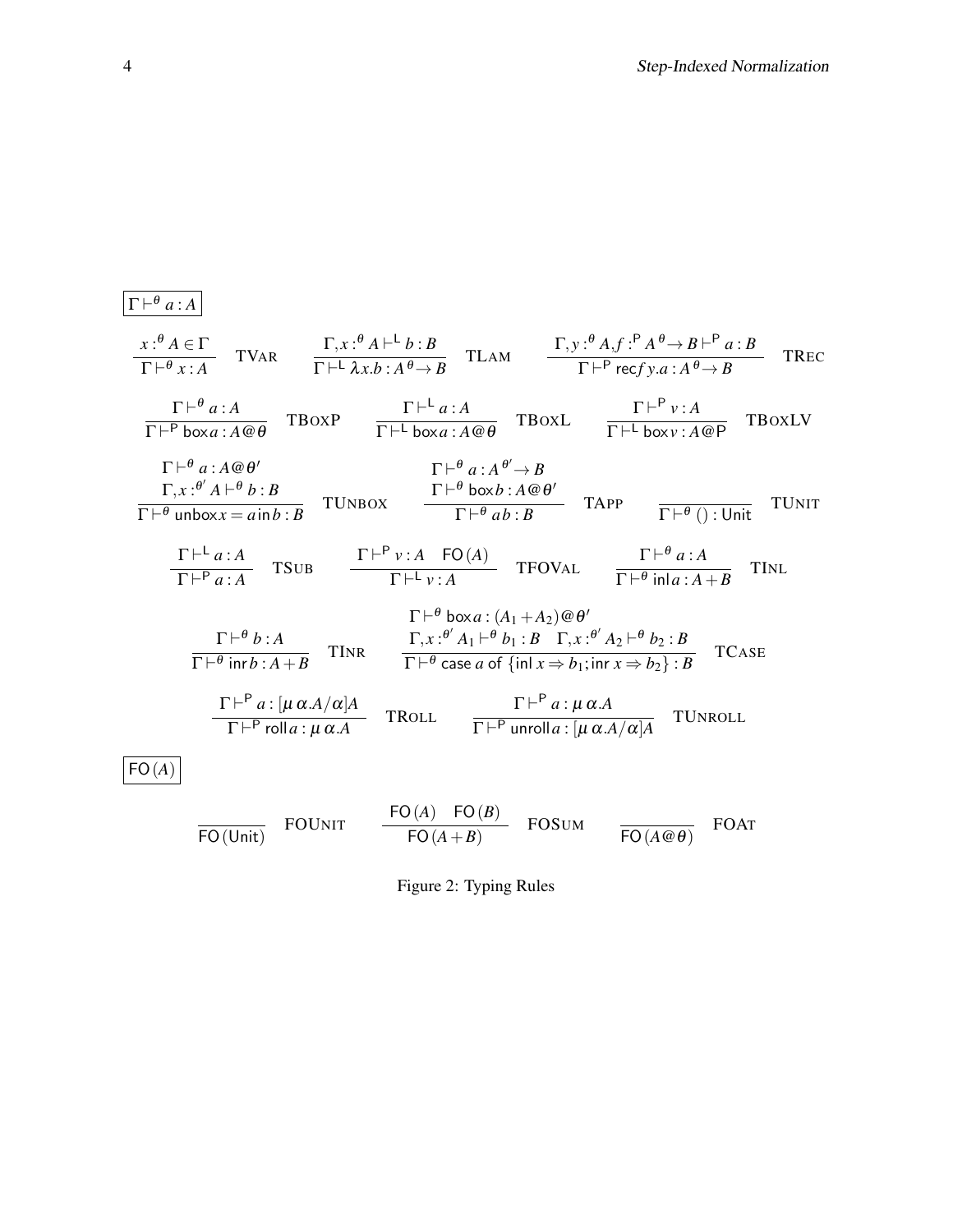$\boxed{\Gamma \vdash^{\theta} a : A}$

$$\frac{x :^{\theta} A \in \Gamma}{\Gamma \vdash^{\theta} x : A}\ \text{TVar} \qquad \frac{\Gamma, x :^{\theta} A \vdash^{\mathsf{L}} b : B}{\Gamma \vdash^{\mathsf{L}} \lambda x.b : A^{\theta} \to B}\ \text{TLam} \qquad \frac{\Gamma, y :^{\theta} A, f :^{\mathsf{P}} A^{\theta} \to B \vdash^{\mathsf{P}} a : B}{\Gamma \vdash^{\mathsf{P}} \mathsf{rec} f\, y.a : A^{\theta} \to B}\ \text{TRec}$$

$$\frac{\Gamma \vdash^{\theta} a : A}{\Gamma \vdash^{\mathsf{P}} \mathsf{box}\, a : A @ \theta}\ \text{TBoxP} \qquad \frac{\Gamma \vdash^{\mathsf{L}} a : A}{\Gamma \vdash^{\mathsf{L}} \mathsf{box}\, a : A @ \theta}\ \text{TBoxL} \qquad \frac{\Gamma \vdash^{\mathsf{P}} v : A}{\Gamma \vdash^{\mathsf{L}} \mathsf{box}\, v : A @ \mathsf{P}}\ \text{TBoxLV}$$

$$\frac{\Gamma \vdash^{\theta} a : A @ \theta' \quad \Gamma, x :^{\theta'} A \vdash^{\theta} b : B}{\Gamma \vdash^{\theta} \mathsf{unbox}\, x = a \,\mathsf{in}\, b : B}\ \text{TUnbox} \qquad \frac{\Gamma \vdash^{\theta} a : A^{\theta'} \to B \quad \Gamma \vdash^{\theta} \mathsf{box}\, b : A @ \theta'}{\Gamma \vdash^{\theta} a\, b : B}\ \text{TApp} \qquad \frac{}{\Gamma \vdash^{\theta} () : \mathsf{Unit}}\ \text{TUnit}$$

$$\frac{\Gamma \vdash^{\mathsf{L}} a : A}{\Gamma \vdash^{\mathsf{P}} a : A}\ \text{TSub} \qquad \frac{\Gamma \vdash^{\mathsf{P}} v : A \quad \mathsf{FO}(A)}{\Gamma \vdash^{\mathsf{L}} v : A}\ \text{TFOVal} \qquad \frac{\Gamma \vdash^{\theta} a : A}{\Gamma \vdash^{\theta} \mathsf{inl}\, a : A + B}\ \text{TInl}$$

$$\frac{\Gamma \vdash^{\theta} b : A}{\Gamma \vdash^{\theta} \mathsf{inr}\, b : A + B}\ \text{TInr} \qquad \frac{\Gamma \vdash^{\theta} \mathsf{box}\, a : (A_1 + A_2) @ \theta' \quad \Gamma, x :^{\theta'} A_1 \vdash^{\theta} b_1 : B \quad \Gamma, x :^{\theta'} A_2 \vdash^{\theta} b_2 : B}{\Gamma \vdash^{\theta} \mathsf{case}\, a \,\mathsf{of}\, \{\mathsf{inl}\, x \Rightarrow b_1 ; \mathsf{inr}\, x \Rightarrow b_2\} : B}\ \text{TCase}$$

$$\frac{\Gamma \vdash^{\mathsf{P}} a : [\mu\,\alpha.A/\alpha]A}{\Gamma \vdash^{\mathsf{P}} \mathsf{roll}\, a : \mu\,\alpha.A}\ \text{TRoll} \qquad \frac{\Gamma \vdash^{\mathsf{P}} a : \mu\,\alpha.A}{\Gamma \vdash^{\mathsf{P}} \mathsf{unroll}\, a : [\mu\,\alpha.A/\alpha]A}\ \text{TUnroll}$$

$\boxed{\mathsf{FO}(A)}$

$$\frac{}{\mathsf{FO}(\mathsf{Unit})}\ \text{FOUnit} \qquad \frac{\mathsf{FO}(A) \quad \mathsf{FO}(B)}{\mathsf{FO}(A + B)}\ \text{FOSum} \qquad \frac{}{\mathsf{FO}(A @ \theta)}\ \text{FOAt}$$

Figure 2: Typing Rules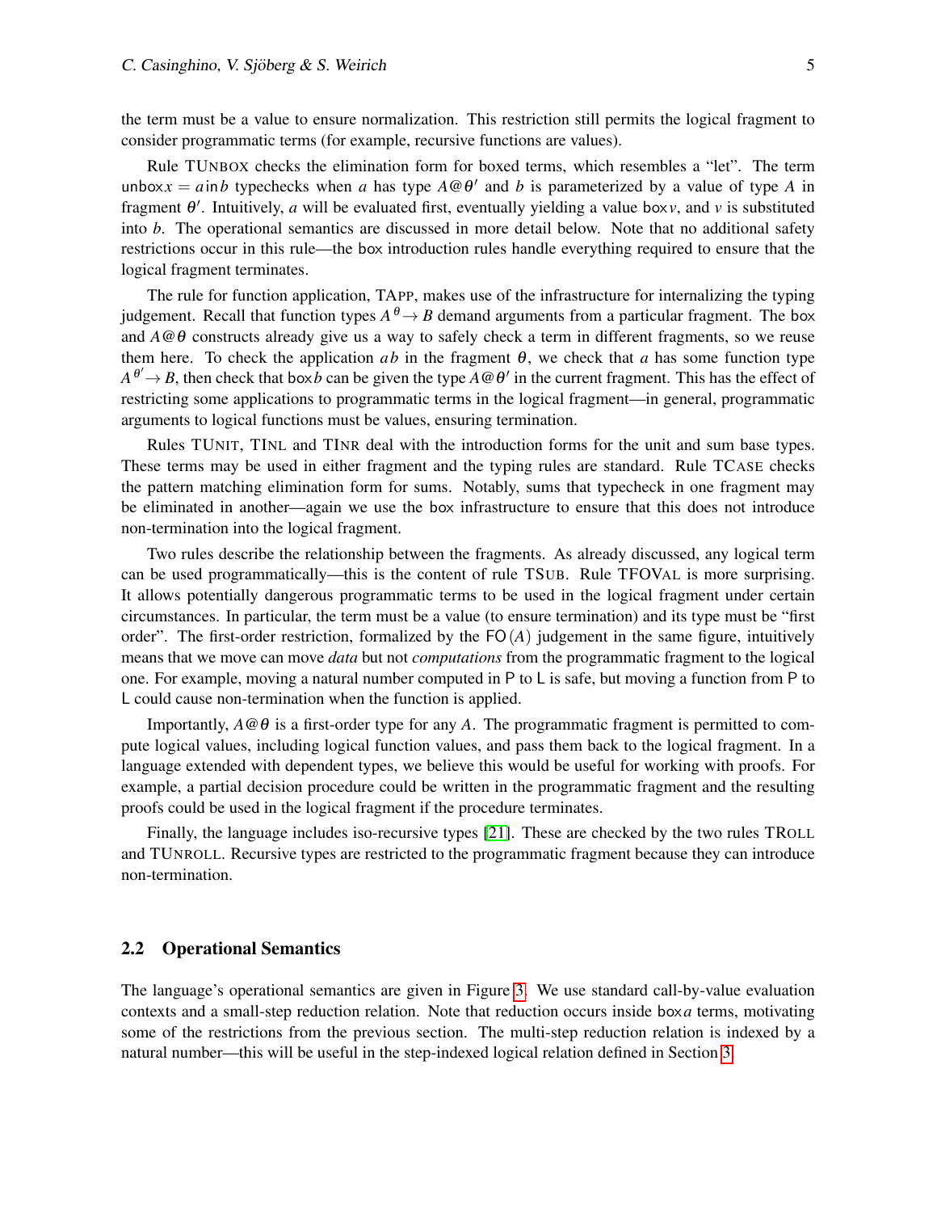the term must be a value to ensure normalization. This restriction still permits the logical fragment to consider programmatic terms (for example, recursive functions are values).

Rule TUNBOX checks the elimination form for boxed terms, which resembles a "let". The term $\mathsf{unbox}\, x = a \,\mathsf{in}\, b$ typechecks when $a$ has type $A@\theta'$ and $b$ is parameterized by a value of type $A$ in fragment $\theta'$. Intuitively, $a$ will be evaluated first, eventually yielding a value $\mathsf{box}\, v$, and $v$ is substituted into $b$. The operational semantics are discussed in more detail below. Note that no additional safety restrictions occur in this rule—the box introduction rules handle everything required to ensure that the logical fragment terminates.

The rule for function application, TAPP, makes use of the infrastructure for internalizing the typing judgement. Recall that function types $A \xrightarrow{\theta} B$ demand arguments from a particular fragment. The box and $A@\theta$ constructs already give us a way to safely check a term in different fragments, so we reuse them here. To check the application $a\, b$ in the fragment $\theta$, we check that $a$ has some function type $A \xrightarrow{\theta'} B$, then check that $\mathsf{box}\, b$ can be given the type $A@\theta'$ in the current fragment. This has the effect of restricting some applications to programmatic terms in the logical fragment—in general, programmatic arguments to logical functions must be values, ensuring termination.

Rules TUNIT, TINL and TINR deal with the introduction forms for the unit and sum base types. These terms may be used in either fragment and the typing rules are standard. Rule TCASE checks the pattern matching elimination form for sums. Notably, sums that typecheck in one fragment may be eliminated in another—again we use the box infrastructure to ensure that this does not introduce non-termination into the logical fragment.

Two rules describe the relationship between the fragments. As already discussed, any logical term can be used programmatically—this is the content of rule TSUB. Rule TFOVAL is more surprising. It allows potentially dangerous programmatic terms to be used in the logical fragment under certain circumstances. In particular, the term must be a value (to ensure termination) and its type must be "first order". The first-order restriction, formalized by the $\mathsf{FO}(A)$ judgement in the same figure, intuitively means that we move can move *data* but not *computations* from the programmatic fragment to the logical one. For example, moving a natural number computed in $\mathsf{P}$ to $\mathsf{L}$ is safe, but moving a function from $\mathsf{P}$ to $\mathsf{L}$ could cause non-termination when the function is applied.

Importantly, $A@\theta$ is a first-order type for any $A$. The programmatic fragment is permitted to compute logical values, including logical function values, and pass them back to the logical fragment. In a language extended with dependent types, we believe this would be useful for working with proofs. For example, a partial decision procedure could be written in the programmatic fragment and the resulting proofs could be used in the logical fragment if the procedure terminates.

Finally, the language includes iso-recursive types [21]. These are checked by the two rules TROLL and TUNROLL. Recursive types are restricted to the programmatic fragment because they can introduce non-termination.

## 2.2 Operational Semantics

The language's operational semantics are given in Figure 3. We use standard call-by-value evaluation contexts and a small-step reduction relation. Note that reduction occurs inside $\mathsf{box}\, a$ terms, motivating some of the restrictions from the previous section. The multi-step reduction relation is indexed by a natural number—this will be useful in the step-indexed logical relation defined in Section 3.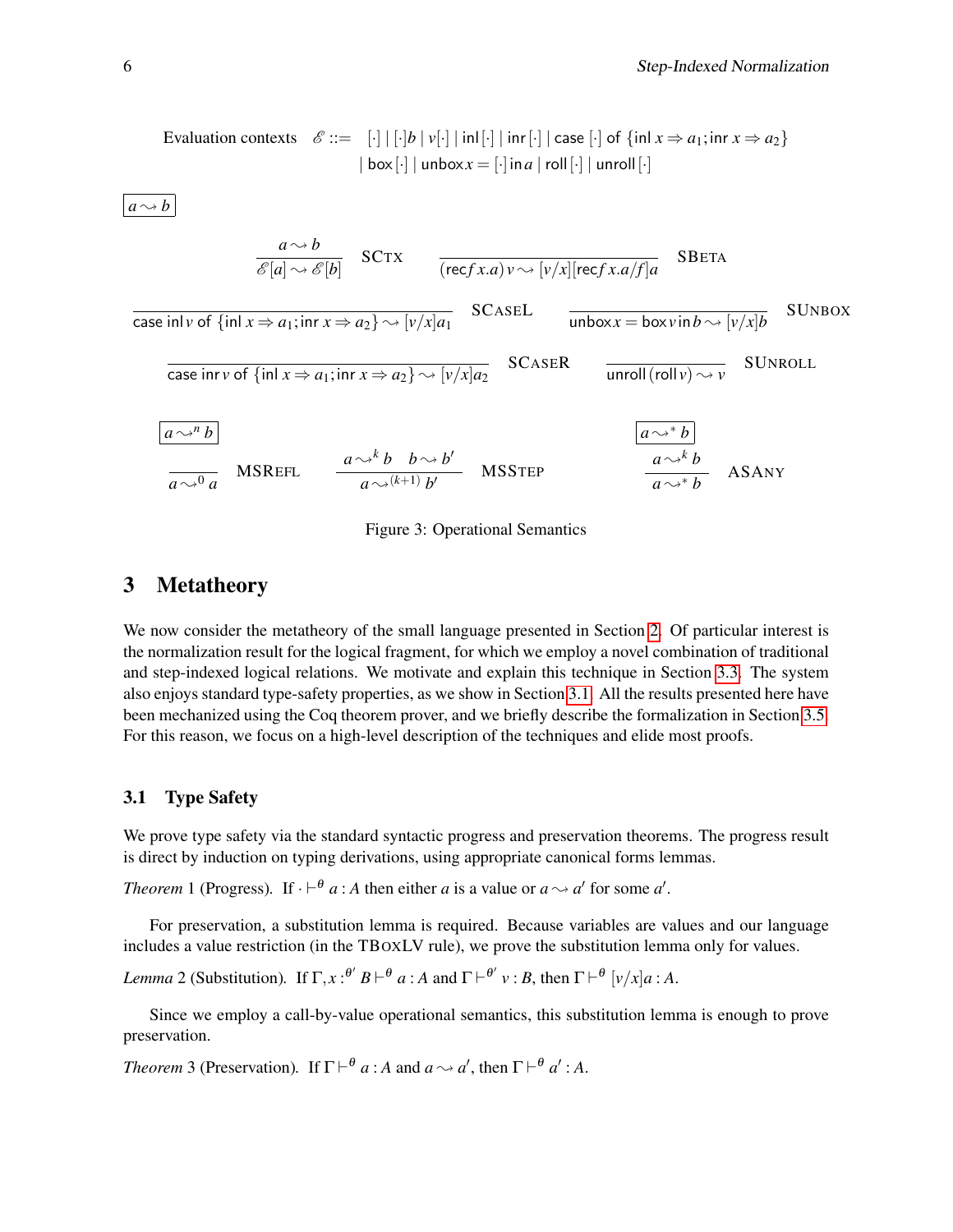$$\text{Evaluation contexts} \quad \mathscr{E} ::= [\cdot] \mid [\cdot]b \mid v[\cdot] \mid \mathsf{inl}\,[\cdot] \mid \mathsf{inr}\,[\cdot] \mid \mathsf{case}\,[\cdot]\,\mathsf{of}\,\{\mathsf{inl}\,x \Rightarrow a_1; \mathsf{inr}\,x \Rightarrow a_2\}$$
$$\mid \mathsf{box}\,[\cdot] \mid \mathsf{unbox}x = [\cdot]\,\mathsf{in}\,a \mid \mathsf{roll}\,[\cdot] \mid \mathsf{unroll}\,[\cdot]$$

$\boxed{a \rightsquigarrow b}$

$$\frac{a \rightsquigarrow b}{\mathscr{E}[a] \rightsquigarrow \mathscr{E}[b]} \text{ SCTX} \qquad \frac{}{(\mathsf{rec} f\, x.a)\, v \rightsquigarrow [v/x][\mathsf{rec} f\, x.a/f]a} \text{ SBETA}$$

$$\frac{}{\mathsf{case}\,\mathsf{inl}\,v\,\mathsf{of}\,\{\mathsf{inl}\,x \Rightarrow a_1; \mathsf{inr}\,x \Rightarrow a_2\} \rightsquigarrow [v/x]a_1} \text{ SCASEL} \qquad \frac{}{\mathsf{unbox}x = \mathsf{box}\,v\,\mathsf{in}\,b \rightsquigarrow [v/x]b} \text{ SUNBOX}$$

$$\frac{}{\mathsf{case}\,\mathsf{inr}\,v\,\mathsf{of}\,\{\mathsf{inl}\,x \Rightarrow a_1; \mathsf{inr}\,x \Rightarrow a_2\} \rightsquigarrow [v/x]a_2} \text{ SCASER} \qquad \frac{}{\mathsf{unroll}\,(\mathsf{roll}\,v) \rightsquigarrow v} \text{ SUNROLL}$$

$\boxed{a \rightsquigarrow^n b}$

$$\frac{}{a \rightsquigarrow^0 a} \text{ MSREFL} \qquad \frac{a \rightsquigarrow^k b \quad b \rightsquigarrow b'}{a \rightsquigarrow^{(k+1)} b'} \text{ MSSTEP}$$

$\boxed{a \rightsquigarrow^* b}$

$$\frac{a \rightsquigarrow^k b}{a \rightsquigarrow^* b} \text{ ASANY}$$

Figure 3: Operational Semantics

# 3 Metatheory

We now consider the metatheory of the small language presented in Section 2. Of particular interest is the normalization result for the logical fragment, for which we employ a novel combination of traditional and step-indexed logical relations. We motivate and explain this technique in Section 3.3. The system also enjoys standard type-safety properties, as we show in Section 3.1. All the results presented here have been mechanized using the Coq theorem prover, and we briefly describe the formalization in Section 3.5. For this reason, we focus on a high-level description of the techniques and elide most proofs.

## 3.1 Type Safety

We prove type safety via the standard syntactic progress and preservation theorems. The progress result is direct by induction on typing derivations, using appropriate canonical forms lemmas.

*Theorem* 1 (Progress). If $\cdot \vdash^{\theta} a : A$ then either $a$ is a value or $a \rightsquigarrow a'$ for some $a'$.

For preservation, a substitution lemma is required. Because variables are values and our language includes a value restriction (in the TBOXLV rule), we prove the substitution lemma only for values.

*Lemma* 2 (Substitution). If $\Gamma, x :^{\theta'} B \vdash^{\theta} a : A$ and $\Gamma \vdash^{\theta'} v : B$, then $\Gamma \vdash^{\theta} [v/x]a : A$.

Since we employ a call-by-value operational semantics, this substitution lemma is enough to prove preservation.

*Theorem* 3 (Preservation). If $\Gamma \vdash^{\theta} a : A$ and $a \rightsquigarrow a'$, then $\Gamma \vdash^{\theta} a' : A$.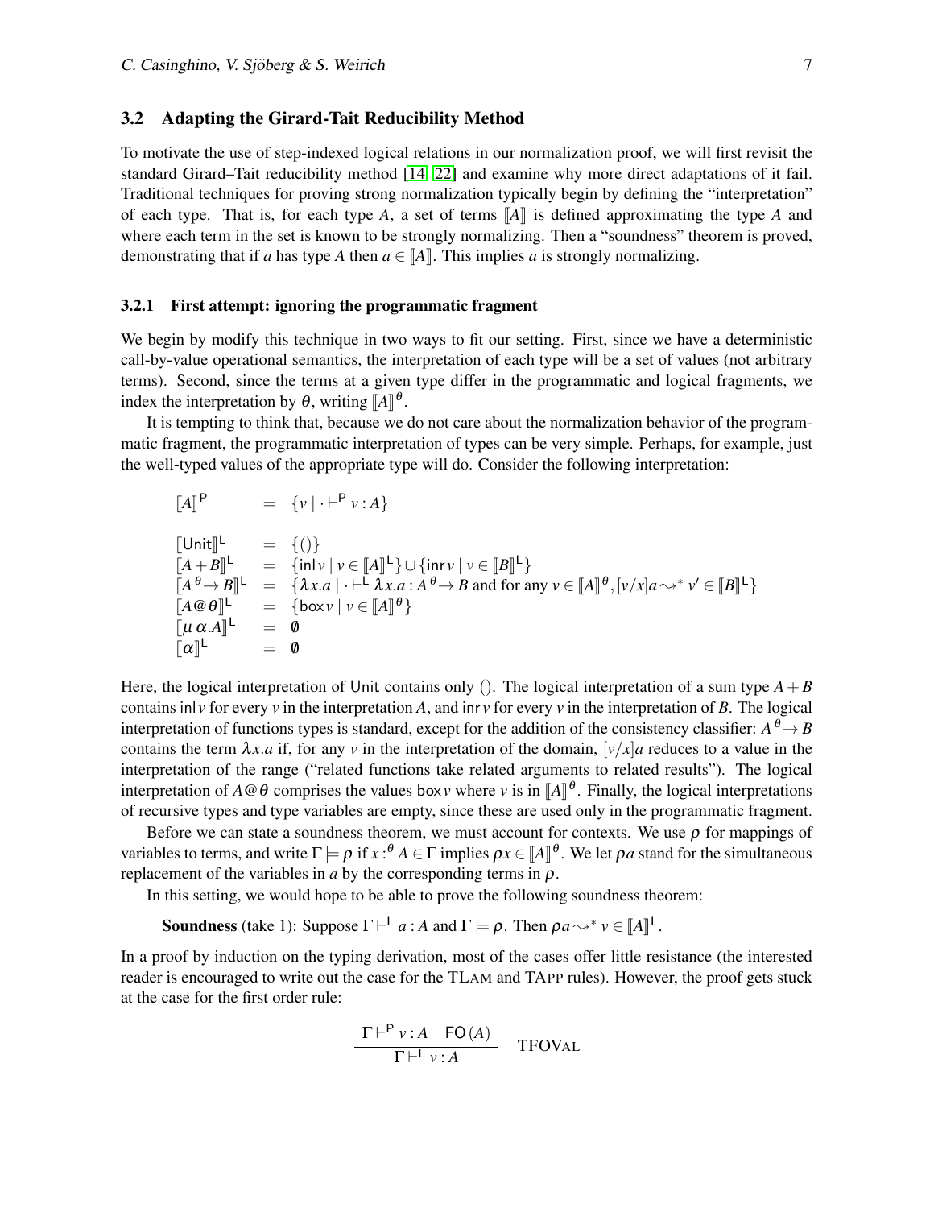### 3.2 Adapting the Girard-Tait Reducibility Method

To motivate the use of step-indexed logical relations in our normalization proof, we will first revisit the standard Girard–Tait reducibility method [14, 22] and examine why more direct adaptations of it fail. Traditional techniques for proving strong normalization typically begin by defining the "interpretation" of each type. That is, for each type $A$, a set of terms $[\![A]\!]$ is defined approximating the type $A$ and where each term in the set is known to be strongly normalizing. Then a "soundness" theorem is proved, demonstrating that if $a$ has type $A$ then $a \in [\![A]\!]$. This implies $a$ is strongly normalizing.

#### 3.2.1 First attempt: ignoring the programmatic fragment

We begin by modify this technique in two ways to fit our setting. First, since we have a deterministic call-by-value operational semantics, the interpretation of each type will be a set of values (not arbitrary terms). Second, since the terms at a given type differ in the programmatic and logical fragments, we index the interpretation by $\theta$, writing $[\![A]\!]^\theta$.

It is tempting to think that, because we do not care about the normalization behavior of the programmatic fragment, the programmatic interpretation of types can be very simple. Perhaps, for example, just the well-typed values of the appropriate type will do. Consider the following interpretation:

$$
\begin{array}{lcl}
[\![A]\!]^{\mathsf{P}} & = & \{v \mid \cdot \vdash^{\mathsf{P}} v : A\} \\
\\
[\![\mathsf{Unit}]\!]^{\mathsf{L}} & = & \{()\} \\
[\![A+B]\!]^{\mathsf{L}} & = & \{\mathsf{inl}\, v \mid v \in [\![A]\!]^{\mathsf{L}}\} \cup \{\mathsf{inr}\, v \mid v \in [\![B]\!]^{\mathsf{L}}\} \\
[\![A \overset{\theta}{\to} B]\!]^{\mathsf{L}} & = & \{\lambda x.a \mid \cdot \vdash^{\mathsf{L}} \lambda x.a : A \overset{\theta}{\to} B \text{ and for any } v \in [\![A]\!]^\theta, [v/x]a \leadsto^* v' \in [\![B]\!]^{\mathsf{L}}\} \\
[\![A @ \theta]\!]^{\mathsf{L}} & = & \{\mathsf{box}\, v \mid v \in [\![A]\!]^\theta\} \\
[\![\mu\, \alpha.A]\!]^{\mathsf{L}} & = & \emptyset \\
[\![\alpha]\!]^{\mathsf{L}} & = & \emptyset
\end{array}
$$

Here, the logical interpretation of Unit contains only $()$. The logical interpretation of a sum type $A+B$ contains $\mathsf{inl}\, v$ for every $v$ in the interpretation $A$, and $\mathsf{inr}\, v$ for every $v$ in the interpretation of $B$. The logical interpretation of functions types is standard, except for the addition of the consistency classifier: $A \overset{\theta}{\to} B$ contains the term $\lambda x.a$ if, for any $v$ in the interpretation of the domain, $[v/x]a$ reduces to a value in the interpretation of the range ("related functions take related arguments to related results"). The logical interpretation of $A @ \theta$ comprises the values $\mathsf{box}\, v$ where $v$ is in $[\![A]\!]^\theta$. Finally, the logical interpretations of recursive types and type variables are empty, since these are used only in the programmatic fragment.

Before we can state a soundness theorem, we must account for contexts. We use $\rho$ for mappings of variables to terms, and write $\Gamma \models \rho$ if $x :^\theta A \in \Gamma$ implies $\rho x \in [\![A]\!]^\theta$. We let $\rho a$ stand for the simultaneous replacement of the variables in $a$ by the corresponding terms in $\rho$.

In this setting, we would hope to be able to prove the following soundness theorem:

**Soundness** (take 1): Suppose $\Gamma \vdash^{\mathsf{L}} a : A$ and $\Gamma \models \rho$. Then $\rho a \leadsto^* v \in [\![A]\!]^{\mathsf{L}}$.

In a proof by induction on the typing derivation, most of the cases offer little resistance (the interested reader is encouraged to write out the case for the TLAM and TAPP rules). However, the proof gets stuck at the case for the first order rule:

$$
\frac{\Gamma \vdash^{\mathsf{P}} v : A \quad \mathsf{FO}(A)}{\Gamma \vdash^{\mathsf{L}} v : A} \quad \text{TFOVAL}
$$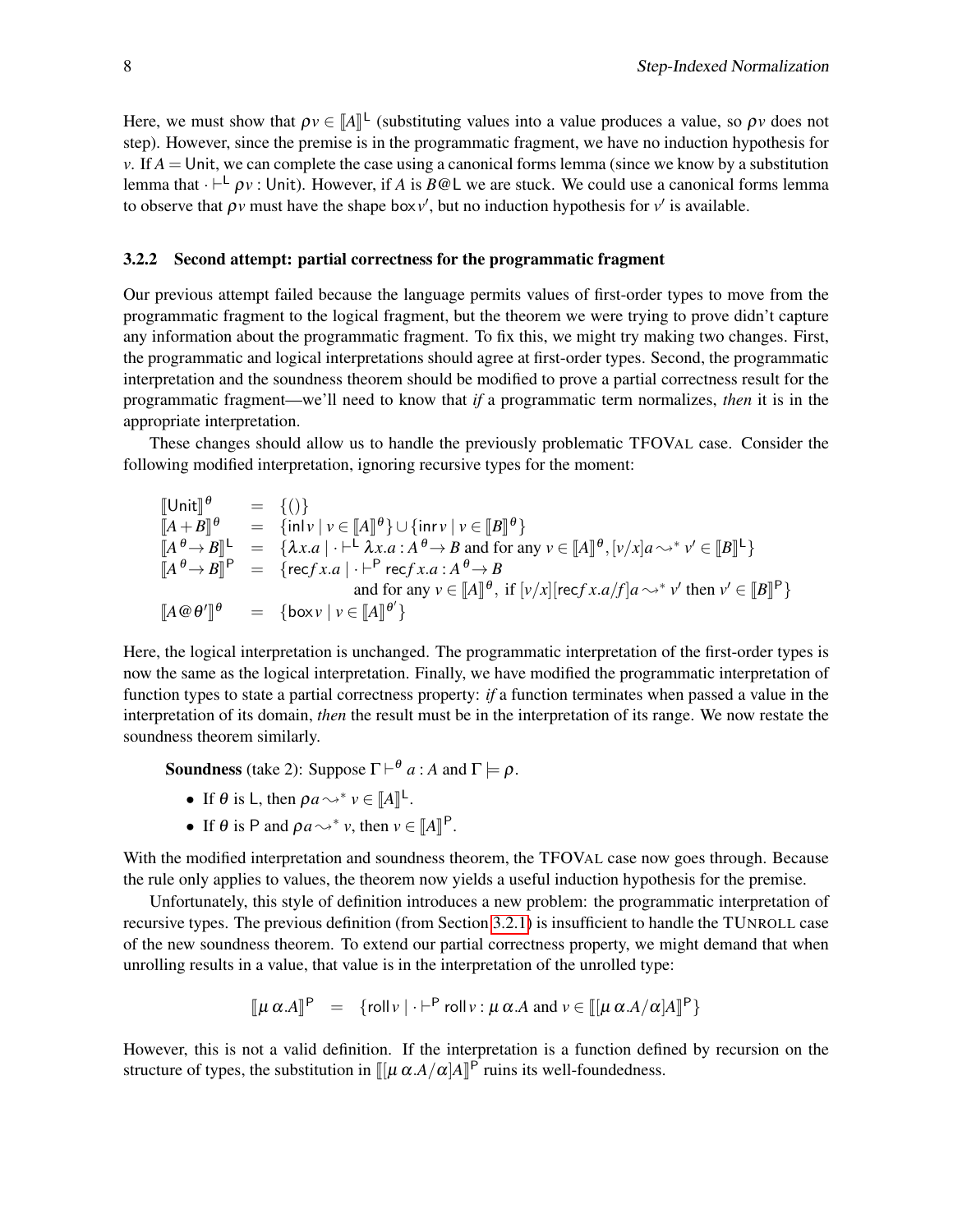Here, we must show that $\rho v \in [\![A]\!]^{\mathsf{L}}$ (substituting values into a value produces a value, so $\rho v$ does not step). However, since the premise is in the programmatic fragment, we have no induction hypothesis for $v$. If $A = \mathsf{Unit}$, we can complete the case using a canonical forms lemma (since we know by a substitution lemma that $\cdot \vdash^{\mathsf{L}} \rho v : \mathsf{Unit}$). However, if $A$ is $B@\mathsf{L}$ we are stuck. We could use a canonical forms lemma to observe that $\rho v$ must have the shape $\mathsf{box}\, v'$, but no induction hypothesis for $v'$ is available.

### 3.2.2 Second attempt: partial correctness for the programmatic fragment

Our previous attempt failed because the language permits values of first-order types to move from the programmatic fragment to the logical fragment, but the theorem we were trying to prove didn't capture any information about the programmatic fragment. To fix this, we might try making two changes. First, the programmatic and logical interpretations should agree at first-order types. Second, the programmatic interpretation and the soundness theorem should be modified to prove a partial correctness result for the programmatic fragment—we'll need to know that *if* a programmatic term normalizes, *then* it is in the appropriate interpretation.

These changes should allow us to handle the previously problematic TFOVAL case. Consider the following modified interpretation, ignoring recursive types for the moment:

$$
\begin{array}{lcl}
[\![\mathsf{Unit}]\!]^{\theta} & = & \{()\} \\
[\![A+B]\!]^{\theta} & = & \{\mathsf{inl}\, v \mid v \in [\![A]\!]^{\theta}\} \cup \{\mathsf{inr}\, v \mid v \in [\![B]\!]^{\theta}\} \\
[\![A \xrightarrow{\theta} B]\!]^{\mathsf{L}} & = & \{\lambda x.a \mid \cdot \vdash^{\mathsf{L}} \lambda x.a : A \xrightarrow{\theta} B \text{ and for any } v \in [\![A]\!]^{\theta}, [v/x]a \leadsto^{*} v' \in [\![B]\!]^{\mathsf{L}}\} \\
[\![A \xrightarrow{\theta} B]\!]^{\mathsf{P}} & = & \{\mathsf{rec} f\, x.a \mid \cdot \vdash^{\mathsf{P}} \mathsf{rec} f\, x.a : A \xrightarrow{\theta} B \\
& & \quad \text{and for any } v \in [\![A]\!]^{\theta},\ \text{if } [v/x][\mathsf{rec} f\, x.a/f]a \leadsto^{*} v' \text{ then } v' \in [\![B]\!]^{\mathsf{P}}\} \\
[\![A@\theta']\!]^{\theta} & = & \{\mathsf{box}\, v \mid v \in [\![A]\!]^{\theta'}\}
\end{array}
$$

Here, the logical interpretation is unchanged. The programmatic interpretation of the first-order types is now the same as the logical interpretation. Finally, we have modified the programmatic interpretation of function types to state a partial correctness property: *if* a function terminates when passed a value in the interpretation of its domain, *then* the result must be in the interpretation of its range. We now restate the soundness theorem similarly.

**Soundness** (take 2): Suppose $\Gamma \vdash^{\theta} a : A$ and $\Gamma \models \rho$.

- If $\theta$ is $\mathsf{L}$, then $\rho a \leadsto^{*} v \in [\![A]\!]^{\mathsf{L}}$.
- If $\theta$ is $\mathsf{P}$ and $\rho a \leadsto^{*} v$, then $v \in [\![A]\!]^{\mathsf{P}}$.

With the modified interpretation and soundness theorem, the TFOVAL case now goes through. Because the rule only applies to values, the theorem now yields a useful induction hypothesis for the premise.

Unfortunately, this style of definition introduces a new problem: the programmatic interpretation of recursive types. The previous definition (from Section 3.2.1) is insufficient to handle the TUNROLL case of the new soundness theorem. To extend our partial correctness property, we might demand that when unrolling results in a value, that value is in the interpretation of the unrolled type:

$$
[\![\mu\, \alpha.A]\!]^{\mathsf{P}} \quad = \quad \{\mathsf{roll}\, v \mid \cdot \vdash^{\mathsf{P}} \mathsf{roll}\, v : \mu\, \alpha.A \text{ and } v \in [\![[\mu\, \alpha.A/\alpha]A]\!]^{\mathsf{P}}\}
$$

However, this is not a valid definition. If the interpretation is a function defined by recursion on the structure of types, the substitution in $[\![[\mu\, \alpha.A/\alpha]A]\!]^{\mathsf{P}}$ ruins its well-foundedness.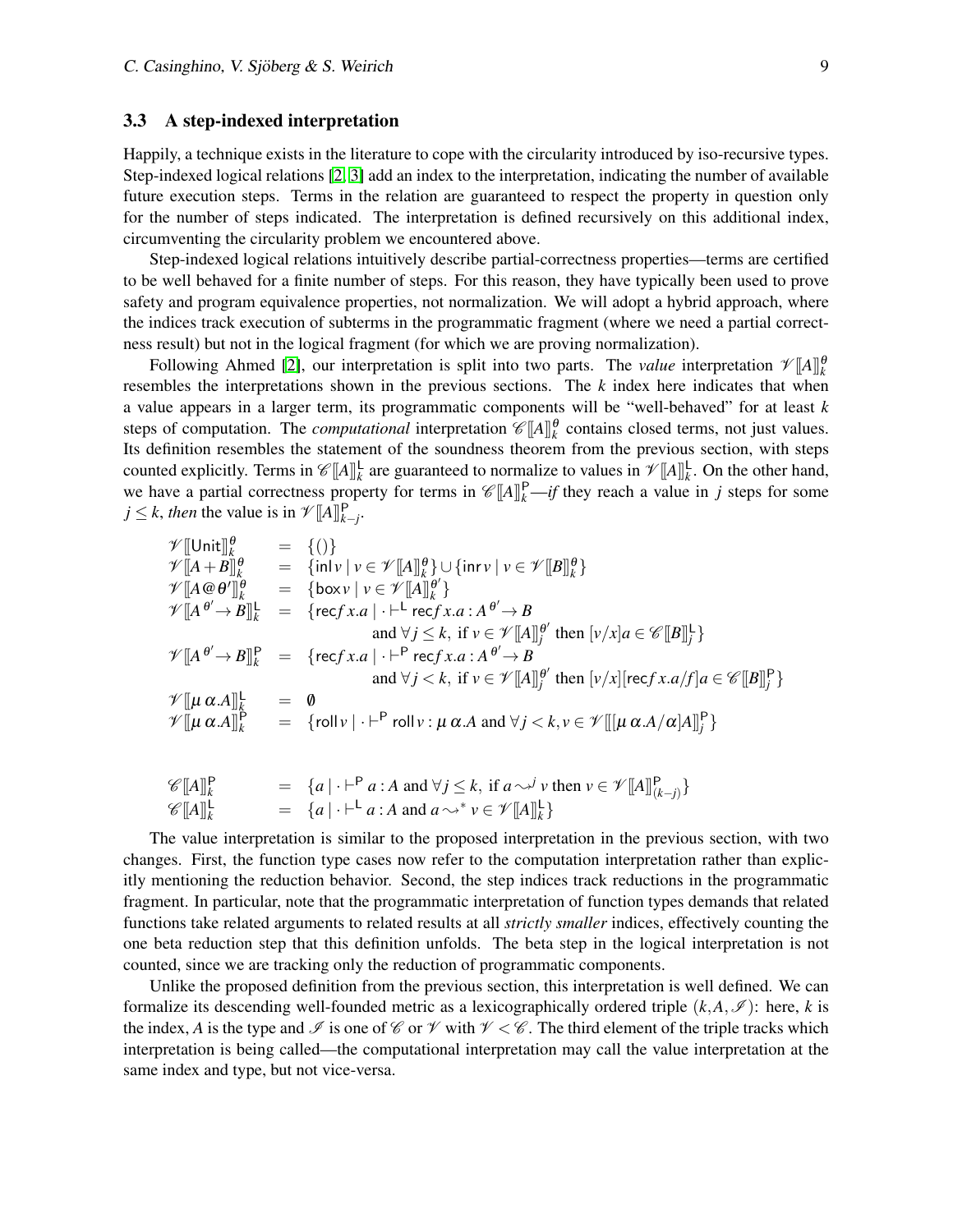### 3.3 A step-indexed interpretation

Happily, a technique exists in the literature to cope with the circularity introduced by iso-recursive types. Step-indexed logical relations [2, 3] add an index to the interpretation, indicating the number of available future execution steps. Terms in the relation are guaranteed to respect the property in question only for the number of steps indicated. The interpretation is defined recursively on this additional index, circumventing the circularity problem we encountered above.

Step-indexed logical relations intuitively describe partial-correctness properties—terms are certified to be well behaved for a finite number of steps. For this reason, they have typically been used to prove safety and program equivalence properties, not normalization. We will adopt a hybrid approach, where the indices track execution of subterms in the programmatic fragment (where we need a partial correctness result) but not in the logical fragment (for which we are proving normalization).

Following Ahmed [2], our interpretation is split into two parts. The *value* interpretation $\mathscr{V}[\![A]\!]_k^{\theta}$ resembles the interpretations shown in the previous sections. The $k$ index here indicates that when a value appears in a larger term, its programmatic components will be "well-behaved" for at least $k$ steps of computation. The *computational* interpretation $\mathscr{C}[\![A]\!]_k^{\theta}$ contains closed terms, not just values. Its definition resembles the statement of the soundness theorem from the previous section, with steps counted explicitly. Terms in $\mathscr{C}[\![A]\!]_k^{\mathsf{L}}$ are guaranteed to normalize to values in $\mathscr{V}[\![A]\!]_k^{\mathsf{L}}$. On the other hand, we have a partial correctness property for terms in $\mathscr{C}[\![A]\!]_k^{\mathsf{P}}$—*if* they reach a value in $j$ steps for some $j \leq k$, *then* the value is in $\mathscr{V}[\![A]\!]_{k-j}^{\mathsf{P}}$.

$$
\begin{array}{lcl}
\mathscr{V}[\![\mathsf{Unit}]\!]_k^{\theta} & = & \{()\} \\
\mathscr{V}[\![A+B]\!]_k^{\theta} & = & \{\mathsf{inl}\, v \mid v \in \mathscr{V}[\![A]\!]_k^{\theta}\} \cup \{\mathsf{inr}\, v \mid v \in \mathscr{V}[\![B]\!]_k^{\theta}\} \\
\mathscr{V}[\![A @ \theta']\!]_k^{\theta} & = & \{\mathsf{box}\, v \mid v \in \mathscr{V}[\![A]\!]_k^{\theta'}\} \\
\mathscr{V}[\![A^{\theta'} \!\to B]\!]_k^{\mathsf{L}} & = & \{\mathsf{rec} f\, x.a \mid \cdot \vdash^{\mathsf{L}} \mathsf{rec} f\, x.a : A^{\theta'} \!\to B \\
& & \quad \text{and } \forall j \leq k, \text{ if } v \in \mathscr{V}[\![A]\!]_j^{\theta'} \text{ then } [v/x]a \in \mathscr{C}[\![B]\!]_j^{\mathsf{L}}\} \\
\mathscr{V}[\![A^{\theta'} \!\to B]\!]_k^{\mathsf{P}} & = & \{\mathsf{rec} f\, x.a \mid \cdot \vdash^{\mathsf{P}} \mathsf{rec} f\, x.a : A^{\theta'} \!\to B \\
& & \quad \text{and } \forall j < k, \text{ if } v \in \mathscr{V}[\![A]\!]_j^{\theta'} \text{ then } [v/x][\mathsf{rec} f\, x.a/f]a \in \mathscr{C}[\![B]\!]_j^{\mathsf{P}}\} \\
\mathscr{V}[\![\mu\, \alpha.A]\!]_k^{\mathsf{L}} & = & \emptyset \\
\mathscr{V}[\![\mu\, \alpha.A]\!]_k^{\mathsf{P}} & = & \{\mathsf{roll}\, v \mid \cdot \vdash^{\mathsf{P}} \mathsf{roll}\, v : \mu\, \alpha.A \text{ and } \forall j < k, v \in \mathscr{V}[\![[\mu\, \alpha.A/\alpha]A]\!]_j^{\mathsf{P}}\}
\end{array}
$$

$$
\begin{array}{lcl}
\mathscr{C}[\![A]\!]_k^{\mathsf{P}} & = & \{a \mid \cdot \vdash^{\mathsf{P}} a : A \text{ and } \forall j \leq k, \text{ if } a \leadsto^{j} v \text{ then } v \in \mathscr{V}[\![A]\!]_{(k-j)}^{\mathsf{P}}\} \\
\mathscr{C}[\![A]\!]_k^{\mathsf{L}} & = & \{a \mid \cdot \vdash^{\mathsf{L}} a : A \text{ and } a \leadsto^{*} v \in \mathscr{V}[\![A]\!]_k^{\mathsf{L}}\}
\end{array}
$$

The value interpretation is similar to the proposed interpretation in the previous section, with two changes. First, the function type cases now refer to the computation interpretation rather than explicitly mentioning the reduction behavior. Second, the step indices track reductions in the programmatic fragment. In particular, note that the programmatic interpretation of function types demands that related functions take related arguments to related results at all *strictly smaller* indices, effectively counting the one beta reduction step that this definition unfolds. The beta step in the logical interpretation is not counted, since we are tracking only the reduction of programmatic components.

Unlike the proposed definition from the previous section, this interpretation is well defined. We can formalize its descending well-founded metric as a lexicographically ordered triple $(k, A, \mathscr{I})$: here, $k$ is the index, $A$ is the type and $\mathscr{I}$ is one of $\mathscr{C}$ or $\mathscr{V}$ with $\mathscr{V} < \mathscr{C}$. The third element of the triple tracks which interpretation is being called—the computational interpretation may call the value interpretation at the same index and type, but not vice-versa.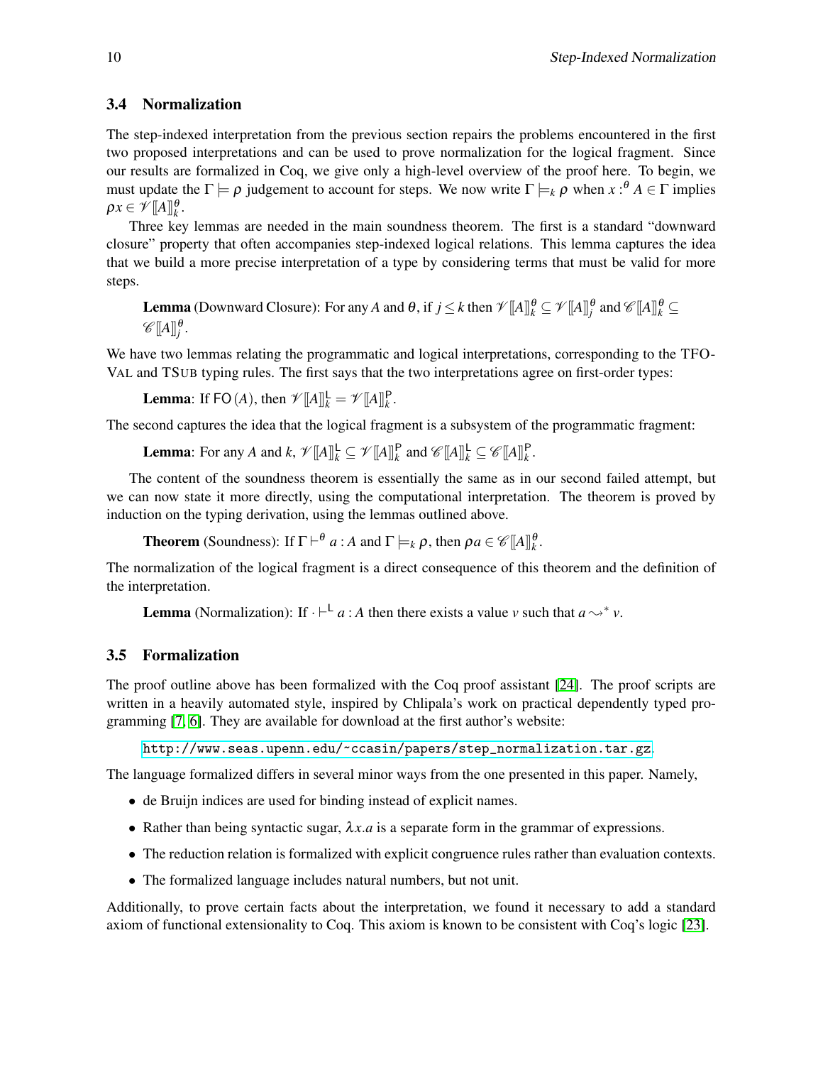### 3.4 Normalization

The step-indexed interpretation from the previous section repairs the problems encountered in the first two proposed interpretations and can be used to prove normalization for the logical fragment. Since our results are formalized in Coq, we give only a high-level overview of the proof here. To begin, we must update the $\Gamma \models \rho$ judgement to account for steps. We now write $\Gamma \models_k \rho$ when $x :^\theta A \in \Gamma$ implies $\rho x \in \mathscr{V}[\![A]\!]_k^\theta$.

Three key lemmas are needed in the main soundness theorem. The first is a standard "downward closure" property that often accompanies step-indexed logical relations. This lemma captures the idea that we build a more precise interpretation of a type by considering terms that must be valid for more steps.

> **Lemma** (Downward Closure): For any $A$ and $\theta$, if $j \leq k$ then $\mathscr{V}[\![A]\!]_k^\theta \subseteq \mathscr{V}[\![A]\!]_j^\theta$ and $\mathscr{C}[\![A]\!]_k^\theta \subseteq \mathscr{C}[\![A]\!]_j^\theta$.

We have two lemmas relating the programmatic and logical interpretations, corresponding to the TFO-VAL and TSUB typing rules. The first says that the two interpretations agree on first-order types:

> **Lemma**: If $\mathsf{FO}(A)$, then $\mathscr{V}[\![A]\!]_k^\mathsf{L} = \mathscr{V}[\![A]\!]_k^\mathsf{P}$.

The second captures the idea that the logical fragment is a subsystem of the programmatic fragment:

> **Lemma**: For any $A$ and $k$, $\mathscr{V}[\![A]\!]_k^\mathsf{L} \subseteq \mathscr{V}[\![A]\!]_k^\mathsf{P}$ and $\mathscr{C}[\![A]\!]_k^\mathsf{L} \subseteq \mathscr{C}[\![A]\!]_k^\mathsf{P}$.

The content of the soundness theorem is essentially the same as in our second failed attempt, but we can now state it more directly, using the computational interpretation. The theorem is proved by induction on the typing derivation, using the lemmas outlined above.

> **Theorem** (Soundness): If $\Gamma \vdash^\theta a : A$ and $\Gamma \models_k \rho$, then $\rho a \in \mathscr{C}[\![A]\!]_k^\theta$.

The normalization of the logical fragment is a direct consequence of this theorem and the definition of the interpretation.

> **Lemma** (Normalization): If $\cdot \vdash^\mathsf{L} a : A$ then there exists a value $v$ such that $a \rightsquigarrow^* v$.

### 3.5 Formalization

The proof outline above has been formalized with the Coq proof assistant [24]. The proof scripts are written in a heavily automated style, inspired by Chlipala's work on practical dependently typed programming [7, 6]. They are available for download at the first author's website:

> http://www.seas.upenn.edu/~ccasin/papers/step_normalization.tar.gz.

The language formalized differs in several minor ways from the one presented in this paper. Namely,

- de Bruijn indices are used for binding instead of explicit names.
- Rather than being syntactic sugar, $\lambda x.a$ is a separate form in the grammar of expressions.
- The reduction relation is formalized with explicit congruence rules rather than evaluation contexts.
- The formalized language includes natural numbers, but not unit.

Additionally, to prove certain facts about the interpretation, we found it necessary to add a standard axiom of functional extensionality to Coq. This axiom is known to be consistent with Coq's logic [23].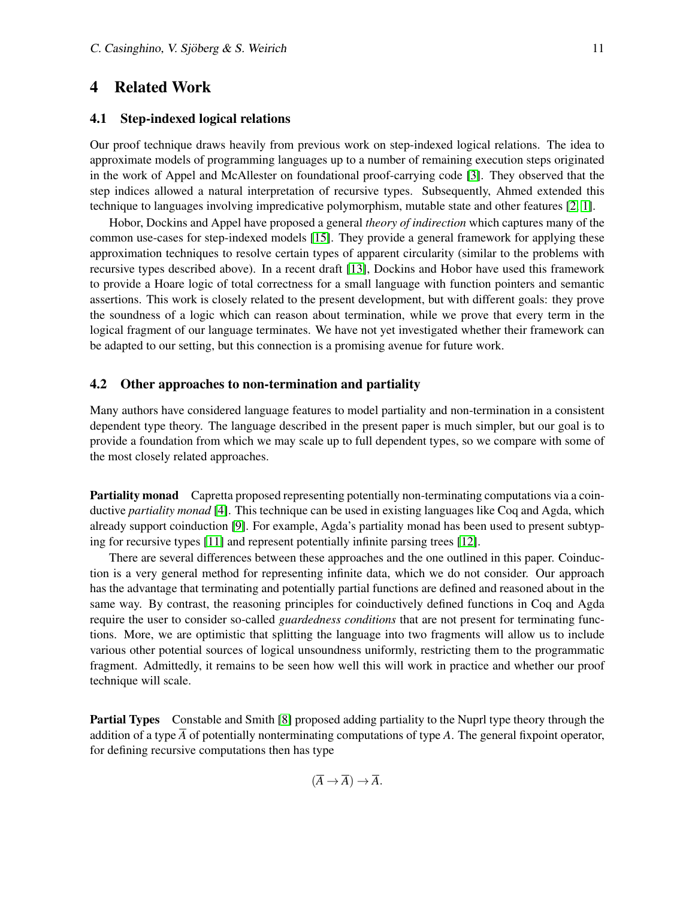# 4 Related Work

## 4.1 Step-indexed logical relations

Our proof technique draws heavily from previous work on step-indexed logical relations. The idea to approximate models of programming languages up to a number of remaining execution steps originated in the work of Appel and McAllester on foundational proof-carrying code [3]. They observed that the step indices allowed a natural interpretation of recursive types. Subsequently, Ahmed extended this technique to languages involving impredicative polymorphism, mutable state and other features [2, 1].

Hobor, Dockins and Appel have proposed a general *theory of indirection* which captures many of the common use-cases for step-indexed models [15]. They provide a general framework for applying these approximation techniques to resolve certain types of apparent circularity (similar to the problems with recursive types described above). In a recent draft [13], Dockins and Hobor have used this framework to provide a Hoare logic of total correctness for a small language with function pointers and semantic assertions. This work is closely related to the present development, but with different goals: they prove the soundness of a logic which can reason about termination, while we prove that every term in the logical fragment of our language terminates. We have not yet investigated whether their framework can be adapted to our setting, but this connection is a promising avenue for future work.

## 4.2 Other approaches to non-termination and partiality

Many authors have considered language features to model partiality and non-termination in a consistent dependent type theory. The language described in the present paper is much simpler, but our goal is to provide a foundation from which we may scale up to full dependent types, so we compare with some of the most closely related approaches.

**Partiality monad** Capretta proposed representing potentially non-terminating computations via a coinductive *partiality monad* [4]. This technique can be used in existing languages like Coq and Agda, which already support coinduction [9]. For example, Agda's partiality monad has been used to present subtyping for recursive types [11] and represent potentially infinite parsing trees [12].

There are several differences between these approaches and the one outlined in this paper. Coinduction is a very general method for representing infinite data, which we do not consider. Our approach has the advantage that terminating and potentially partial functions are defined and reasoned about in the same way. By contrast, the reasoning principles for coinductively defined functions in Coq and Agda require the user to consider so-called *guardedness conditions* that are not present for terminating functions. More, we are optimistic that splitting the language into two fragments will allow us to include various other potential sources of logical unsoundness uniformly, restricting them to the programmatic fragment. Admittedly, it remains to be seen how well this will work in practice and whether our proof technique will scale.

**Partial Types** Constable and Smith [8] proposed adding partiality to the Nuprl type theory through the addition of a type $\overline{A}$ of potentially nonterminating computations of type $A$. The general fixpoint operator, for defining recursive computations then has type

$$(\overline{A} \to \overline{A}) \to \overline{A}.$$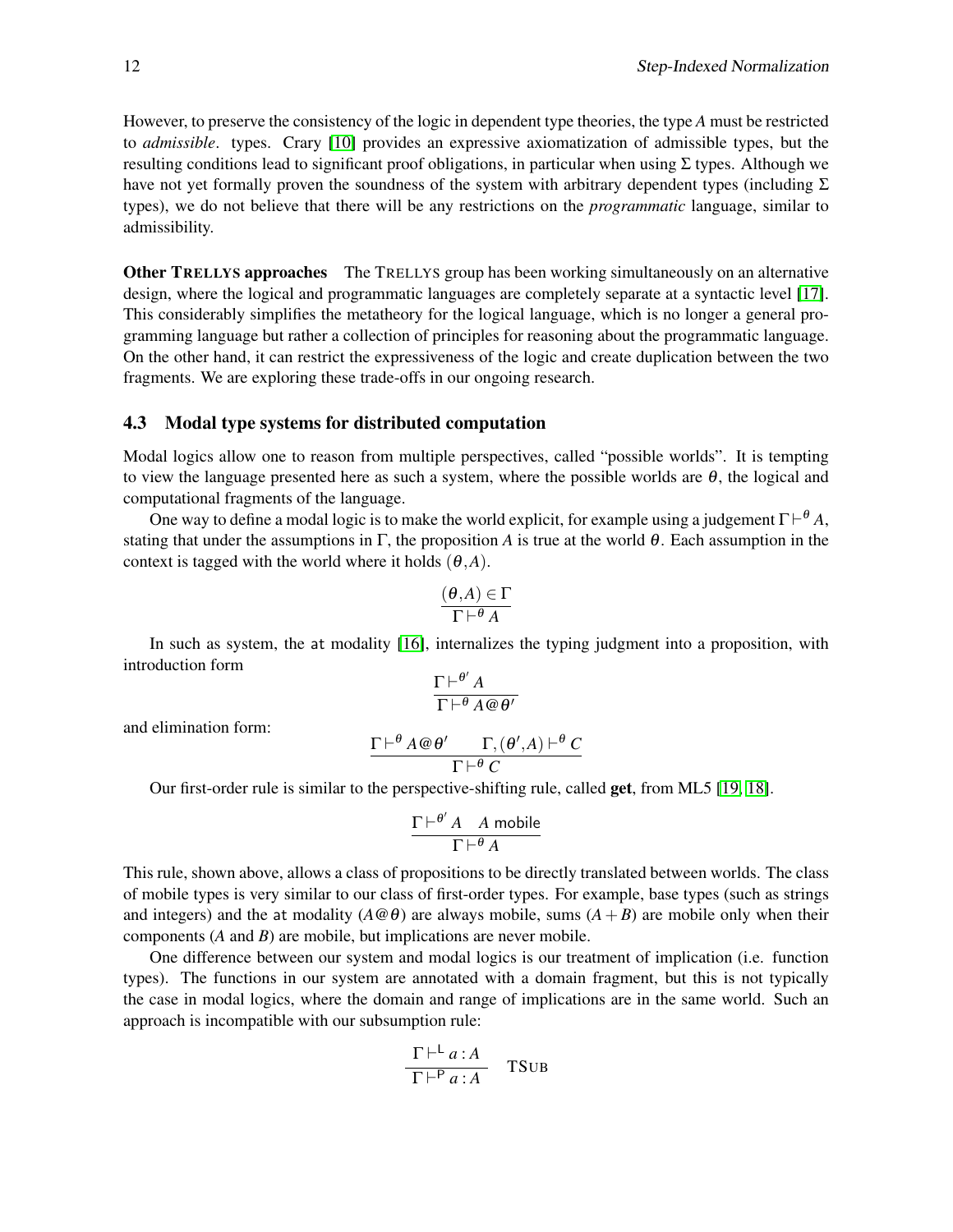However, to preserve the consistency of the logic in dependent type theories, the type $A$ must be restricted to *admissible*. types. Crary [10] provides an expressive axiomatization of admissible types, but the resulting conditions lead to significant proof obligations, in particular when using $\Sigma$ types. Although we have not yet formally proven the soundness of the system with arbitrary dependent types (including $\Sigma$ types), we do not believe that there will be any restrictions on the *programmatic* language, similar to admissibility.

**Other TRELLYS approaches** The TRELLYS group has been working simultaneously on an alternative design, where the logical and programmatic languages are completely separate at a syntactic level [17]. This considerably simplifies the metatheory for the logical language, which is no longer a general programming language but rather a collection of principles for reasoning about the programmatic language. On the other hand, it can restrict the expressiveness of the logic and create duplication between the two fragments. We are exploring these trade-offs in our ongoing research.

### 4.3 Modal type systems for distributed computation

Modal logics allow one to reason from multiple perspectives, called "possible worlds". It is tempting to view the language presented here as such a system, where the possible worlds are $\theta$, the logical and computational fragments of the language.

One way to define a modal logic is to make the world explicit, for example using a judgement $\Gamma \vdash^{\theta} A$, stating that under the assumptions in $\Gamma$, the proposition $A$ is true at the world $\theta$. Each assumption in the context is tagged with the world where it holds $(\theta, A)$.

$$\frac{(\theta, A) \in \Gamma}{\Gamma \vdash^{\theta} A}$$

In such as system, the at modality [16], internalizes the typing judgment into a proposition, with introduction form

$$\frac{\Gamma \vdash^{\theta'} A}{\Gamma \vdash^{\theta} A @ \theta'}$$

and elimination form:

$$\frac{\Gamma \vdash^{\theta} A @ \theta' \qquad \Gamma, (\theta', A) \vdash^{\theta} C}{\Gamma \vdash^{\theta} C}$$

Our first-order rule is similar to the perspective-shifting rule, called **get**, from ML5 [19, 18].

$$\frac{\Gamma \vdash^{\theta'} A \quad A \ \mathsf{mobile}}{\Gamma \vdash^{\theta} A}$$

This rule, shown above, allows a class of propositions to be directly translated between worlds. The class of mobile types is very similar to our class of first-order types. For example, base types (such as strings and integers) and the at modality ($A @ \theta$) are always mobile, sums ($A + B$) are mobile only when their components ($A$ and $B$) are mobile, but implications are never mobile.

One difference between our system and modal logics is our treatment of implication (i.e. function types). The functions in our system are annotated with a domain fragment, but this is not typically the case in modal logics, where the domain and range of implications are in the same world. Such an approach is incompatible with our subsumption rule:

$$\frac{\Gamma \vdash^{\mathsf{L}} a : A}{\Gamma \vdash^{\mathsf{P}} a : A} \quad \text{TSUB}$$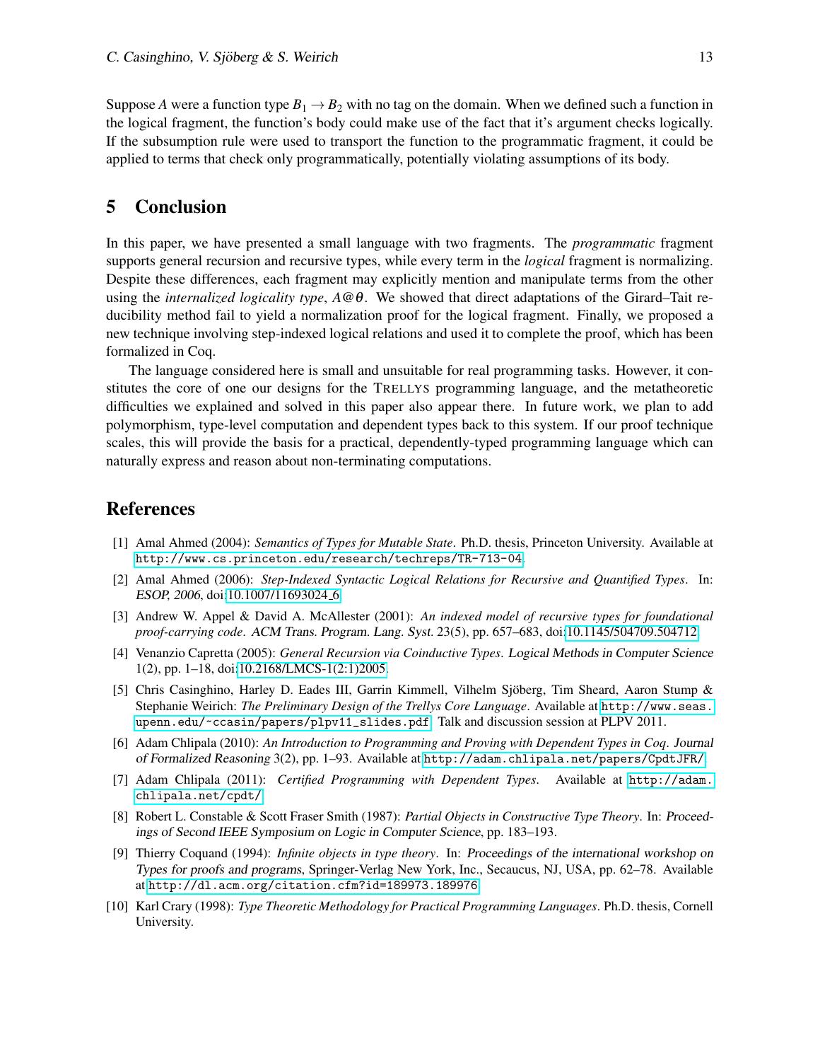Suppose $A$ were a function type $B_1 \to B_2$ with no tag on the domain. When we defined such a function in the logical fragment, the function's body could make use of the fact that it's argument checks logically. If the subsumption rule were used to transport the function to the programmatic fragment, it could be applied to terms that check only programmatically, potentially violating assumptions of its body.

## 5 Conclusion

In this paper, we have presented a small language with two fragments. The *programmatic* fragment supports general recursion and recursive types, while every term in the *logical* fragment is normalizing. Despite these differences, each fragment may explicitly mention and manipulate terms from the other using the *internalized logicality type*, $A@\theta$. We showed that direct adaptations of the Girard–Tait reducibility method fail to yield a normalization proof for the logical fragment. Finally, we proposed a new technique involving step-indexed logical relations and used it to complete the proof, which has been formalized in Coq.

The language considered here is small and unsuitable for real programming tasks. However, it constitutes the core of one our designs for the TRELLYS programming language, and the metatheoretic difficulties we explained and solved in this paper also appear there. In future work, we plan to add polymorphism, type-level computation and dependent types back to this system. If our proof technique scales, this will provide the basis for a practical, dependently-typed programming language which can naturally express and reason about non-terminating computations.

## References

[1] Amal Ahmed (2004): *Semantics of Types for Mutable State*. Ph.D. thesis, Princeton University. Available at http://www.cs.princeton.edu/research/techreps/TR-713-04.

[2] Amal Ahmed (2006): *Step-Indexed Syntactic Logical Relations for Recursive and Quantified Types*. In: *ESOP, 2006*, doi:10.1007/11693024_6.

[3] Andrew W. Appel & David A. McAllester (2001): *An indexed model of recursive types for foundational proof-carrying code*. *ACM Trans. Program. Lang. Syst.* 23(5), pp. 657–683, doi:10.1145/504709.504712.

[4] Venanzio Capretta (2005): *General Recursion via Coinductive Types*. *Logical Methods in Computer Science* 1(2), pp. 1–18, doi:10.2168/LMCS-1(2:1)2005.

[5] Chris Casinghino, Harley D. Eades III, Garrin Kimmell, Vilhelm Sjöberg, Tim Sheard, Aaron Stump & Stephanie Weirich: *The Preliminary Design of the Trellys Core Language*. Available at http://www.seas.upenn.edu/~ccasin/papers/plpv11_slides.pdf. Talk and discussion session at PLPV 2011.

[6] Adam Chlipala (2010): *An Introduction to Programming and Proving with Dependent Types in Coq*. *Journal of Formalized Reasoning* 3(2), pp. 1–93. Available at http://adam.chlipala.net/papers/CpdtJFR/.

[7] Adam Chlipala (2011): *Certified Programming with Dependent Types*. Available at http://adam.chlipala.net/cpdt/.

[8] Robert L. Constable & Scott Fraser Smith (1987): *Partial Objects in Constructive Type Theory*. In: *Proceedings of Second IEEE Symposium on Logic in Computer Science*, pp. 183–193.

[9] Thierry Coquand (1994): *Infinite objects in type theory*. In: *Proceedings of the international workshop on Types for proofs and programs*, Springer-Verlag New York, Inc., Secaucus, NJ, USA, pp. 62–78. Available at http://dl.acm.org/citation.cfm?id=189973.189976.

[10] Karl Crary (1998): *Type Theoretic Methodology for Practical Programming Languages*. Ph.D. thesis, Cornell University.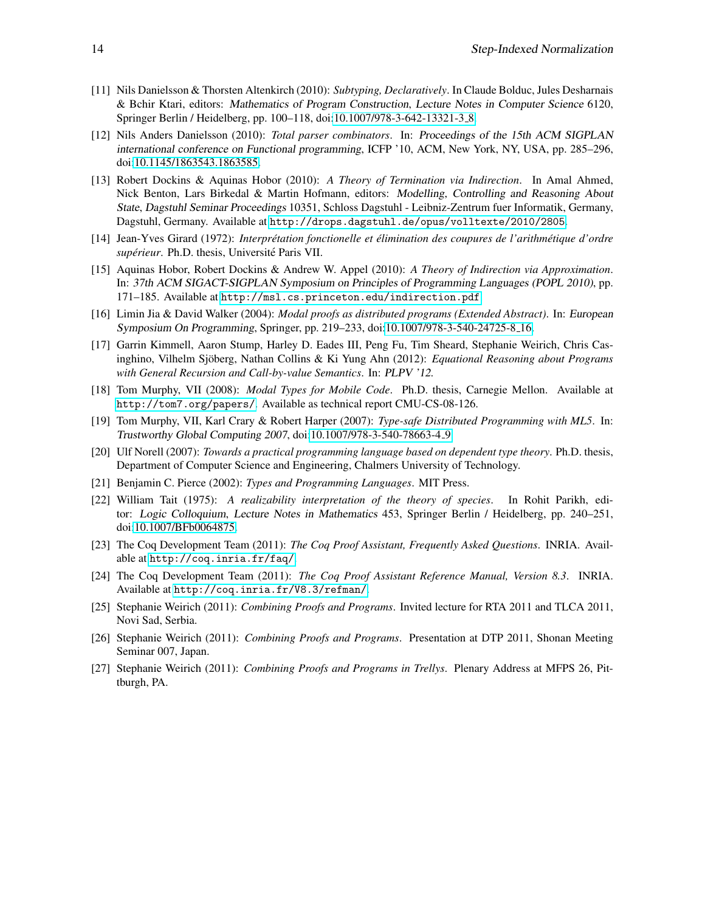[11] Nils Danielsson & Thorsten Altenkirch (2010): *Subtyping, Declaratively*. In Claude Bolduc, Jules Desharnais & Bchir Ktari, editors: Mathematics of Program Construction, Lecture Notes in Computer Science 6120, Springer Berlin / Heidelberg, pp. 100–118, doi:10.1007/978-3-642-13321-3_8.

[12] Nils Anders Danielsson (2010): *Total parser combinators*. In: Proceedings of the 15th ACM SIGPLAN international conference on Functional programming, ICFP '10, ACM, New York, NY, USA, pp. 285–296, doi:10.1145/1863543.1863585.

[13] Robert Dockins & Aquinas Hobor (2010): *A Theory of Termination via Indirection*. In Amal Ahmed, Nick Benton, Lars Birkedal & Martin Hofmann, editors: Modelling, Controlling and Reasoning About State, Dagstuhl Seminar Proceedings 10351, Schloss Dagstuhl - Leibniz-Zentrum fuer Informatik, Germany, Dagstuhl, Germany. Available at `http://drops.dagstuhl.de/opus/volltexte/2010/2805`.

[14] Jean-Yves Girard (1972): *Interprétation fonctionelle et élimination des coupures de l'arithmétique d'ordre supérieur*. Ph.D. thesis, Université Paris VII.

[15] Aquinas Hobor, Robert Dockins & Andrew W. Appel (2010): *A Theory of Indirection via Approximation*. In: 37th ACM SIGACT-SIGPLAN Symposium on Principles of Programming Languages (POPL 2010), pp. 171–185. Available at `http://msl.cs.princeton.edu/indirection.pdf`.

[16] Limin Jia & David Walker (2004): *Modal proofs as distributed programs (Extended Abstract)*. In: European Symposium On Programming, Springer, pp. 219–233, doi:10.1007/978-3-540-24725-8_16.

[17] Garrin Kimmell, Aaron Stump, Harley D. Eades III, Peng Fu, Tim Sheard, Stephanie Weirich, Chris Casinghino, Vilhelm Sjöberg, Nathan Collins & Ki Yung Ahn (2012): *Equational Reasoning about Programs with General Recursion and Call-by-value Semantics*. In: PLPV '12.

[18] Tom Murphy, VII (2008): *Modal Types for Mobile Code*. Ph.D. thesis, Carnegie Mellon. Available at `http://tom7.org/papers/`. Available as technical report CMU-CS-08-126.

[19] Tom Murphy, VII, Karl Crary & Robert Harper (2007): *Type-safe Distributed Programming with ML5*. In: Trustworthy Global Computing 2007, doi:10.1007/978-3-540-78663-4_9.

[20] Ulf Norell (2007): *Towards a practical programming language based on dependent type theory*. Ph.D. thesis, Department of Computer Science and Engineering, Chalmers University of Technology.

[21] Benjamin C. Pierce (2002): *Types and Programming Languages*. MIT Press.

[22] William Tait (1975): *A realizability interpretation of the theory of species*. In Rohit Parikh, editor: Logic Colloquium, Lecture Notes in Mathematics 453, Springer Berlin / Heidelberg, pp. 240–251, doi:10.1007/BFb0064875.

[23] The Coq Development Team (2011): *The Coq Proof Assistant, Frequently Asked Questions*. INRIA. Available at `http://coq.inria.fr/faq/`.

[24] The Coq Development Team (2011): *The Coq Proof Assistant Reference Manual, Version 8.3*. INRIA. Available at `http://coq.inria.fr/V8.3/refman/`.

[25] Stephanie Weirich (2011): *Combining Proofs and Programs*. Invited lecture for RTA 2011 and TLCA 2011, Novi Sad, Serbia.

[26] Stephanie Weirich (2011): *Combining Proofs and Programs*. Presentation at DTP 2011, Shonan Meeting Seminar 007, Japan.

[27] Stephanie Weirich (2011): *Combining Proofs and Programs in Trellys*. Plenary Address at MFPS 26, Pittburgh, PA.